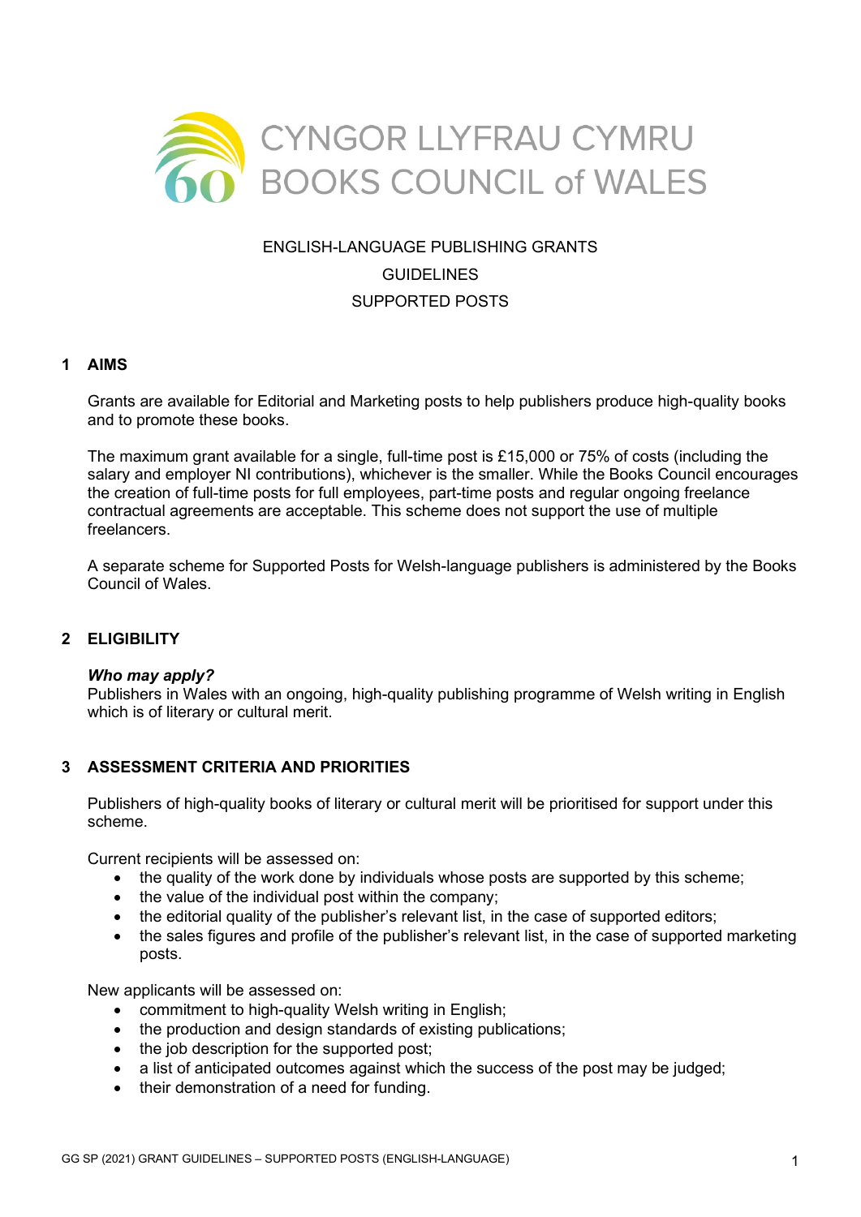CYNGOR LLYFRAU CYMRU
BOOKS COUNCIL of WALES

ENGLISH-LANGUAGE PUBLISHING GRANTS

GUIDELINES

SUPPORTED POSTS

## 1 AIMS

Grants are available for Editorial and Marketing posts to help publishers produce high-quality books and to promote these books.

The maximum grant available for a single, full-time post is £15,000 or 75% of costs (including the salary and employer NI contributions), whichever is the smaller. While the Books Council encourages the creation of full-time posts for full employees, part-time posts and regular ongoing freelance contractual agreements are acceptable. This scheme does not support the use of multiple freelancers.

A separate scheme for Supported Posts for Welsh-language publishers is administered by the Books Council of Wales.

## 2 ELIGIBILITY

***Who may apply?***
Publishers in Wales with an ongoing, high-quality publishing programme of Welsh writing in English which is of literary or cultural merit.

## 3 ASSESSMENT CRITERIA AND PRIORITIES

Publishers of high-quality books of literary or cultural merit will be prioritised for support under this scheme.

Current recipients will be assessed on:

- the quality of the work done by individuals whose posts are supported by this scheme;
- the value of the individual post within the company;
- the editorial quality of the publisher's relevant list, in the case of supported editors;
- the sales figures and profile of the publisher's relevant list, in the case of supported marketing posts.

New applicants will be assessed on:

- commitment to high-quality Welsh writing in English;
- the production and design standards of existing publications;
- the job description for the supported post;
- a list of anticipated outcomes against which the success of the post may be judged;
- their demonstration of a need for funding.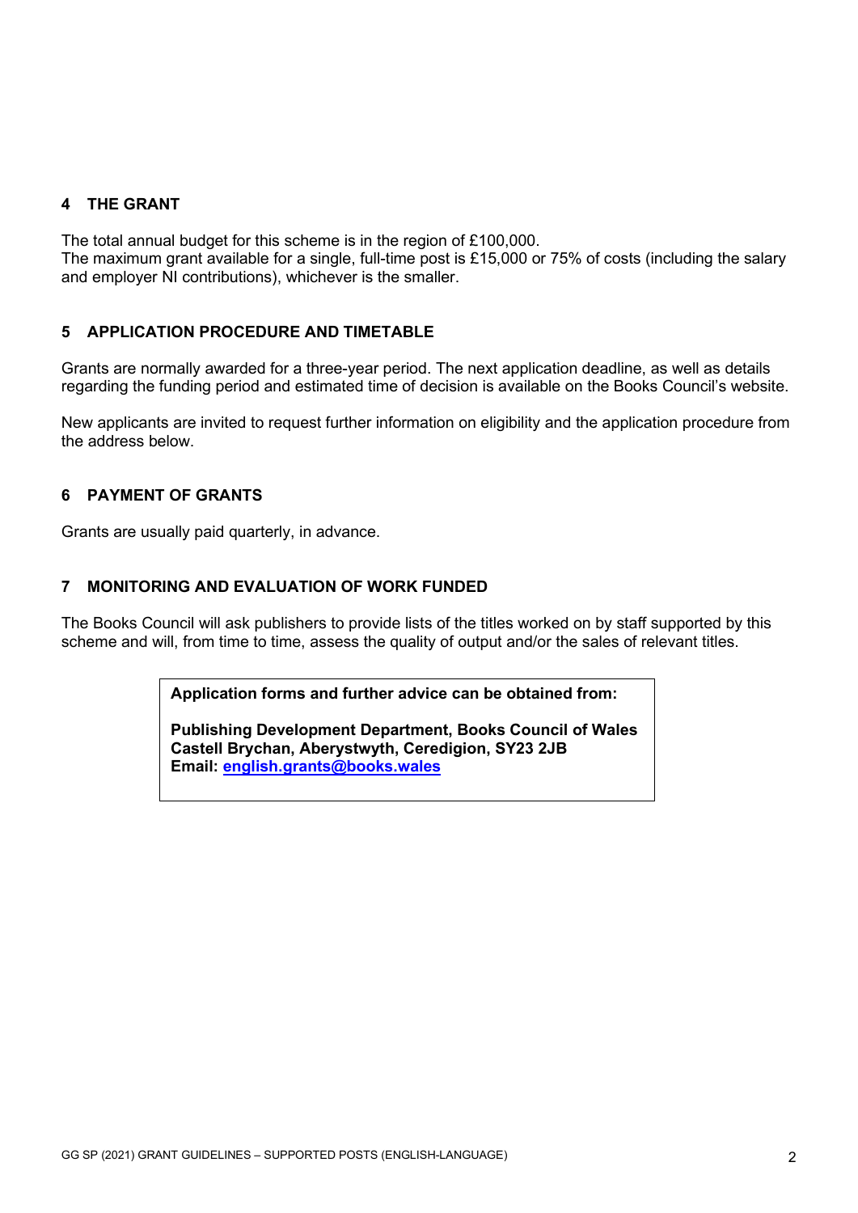## 4 THE GRANT

The total annual budget for this scheme is in the region of £100,000.
The maximum grant available for a single, full-time post is £15,000 or 75% of costs (including the salary and employer NI contributions), whichever is the smaller.

## 5 APPLICATION PROCEDURE AND TIMETABLE

Grants are normally awarded for a three-year period. The next application deadline, as well as details regarding the funding period and estimated time of decision is available on the Books Council's website.

New applicants are invited to request further information on eligibility and the application procedure from the address below.

## 6 PAYMENT OF GRANTS

Grants are usually paid quarterly, in advance.

## 7 MONITORING AND EVALUATION OF WORK FUNDED

The Books Council will ask publishers to provide lists of the titles worked on by staff supported by this scheme and will, from time to time, assess the quality of output and/or the sales of relevant titles.

**Application forms and further advice can be obtained from:**

**Publishing Development Department, Books Council of Wales**
**Castell Brychan, Aberystwyth, Ceredigion, SY23 2JB**
**Email: english.grants@books.wales**